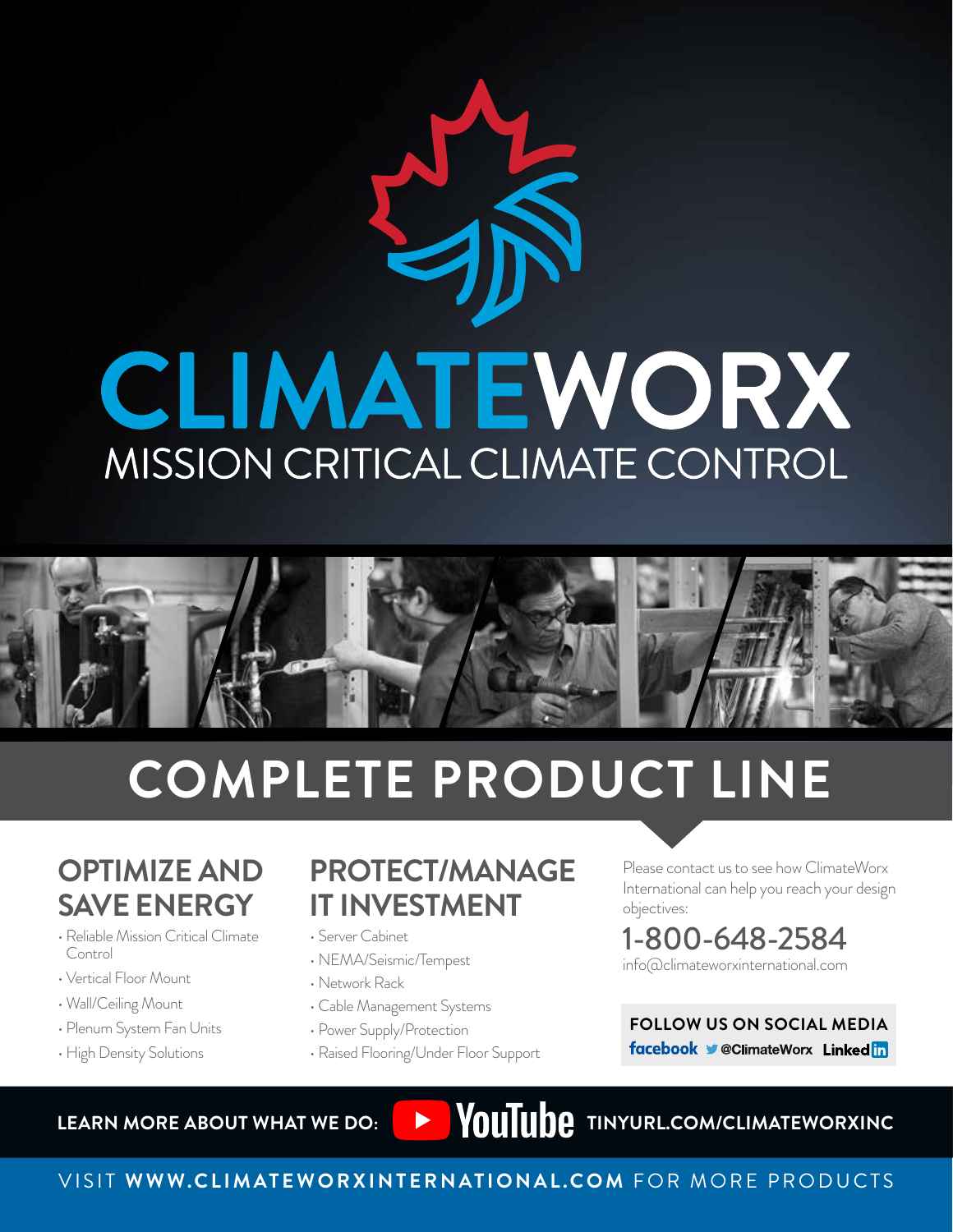# CLIMATEWORX

MISSION CRITICAL CLIMATE CONTROL

## COMPLETE PRODUCT LINE

### OPTIMIZE AND SAVE ENERGY

- Reliable Mission Critical Climate Control
- Vertical Floor Mount
- Wall/Ceiling Mount
- Plenum System Fan Units
- High Density Solutions

### PROTECT/MANAGE IT INVESTMENT

- Server Cabinet
- NEMA/Seismic/Tempest
- Network Rack
- Cable Management Systems
- Power Supply/Protection
- Raised Flooring/Under Floor Support

Please contact us to see how ClimateWorx International can help you reach your design objectives:

**1-800-648-2584**

info@climateworxinternational.com

**FOLLOW US ON SOCIAL MEDIA**

facebook @ClimateWorx LinkedIn

**LEARN MORE ABOUT WHAT WE DO:** YouTube **TINYURL.COM/CLIMATEWORXINC**

VISIT **WWW.CLIMATEWORXINTERNATIONAL.COM** FOR MORE PRODUCTS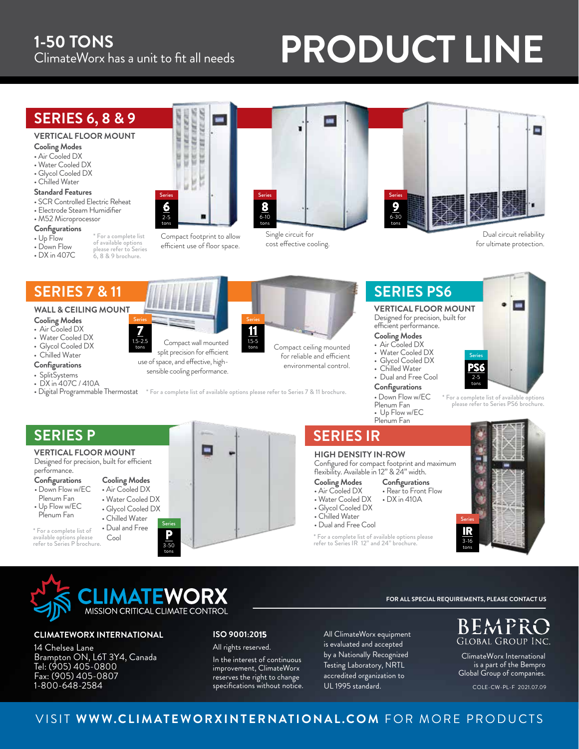**1-50 TONS**
ClimateWorx has a unit to fit all needs

# PRODUCT LINE

## SERIES 6, 8 & 9

### VERTICAL FLOOR MOUNT

**Cooling Modes**
- Air Cooled DX
- Water Cooled DX
- Glycol Cooled DX
- Chilled Water

**Standard Features**
- SCR Controlled Electric Reheat
- Electrode Steam Humidifier
- M52 Microprocessor

**Configurations**
- Up Flow
- Down Flow
- DX in 407C

* For a complete list of available options please refer to Series 6, 8 & 9 brochure.

Series 6 — 2-5 tons
Compact footprint to allow efficient use of floor space.

Series 8 — 6-10 tons
Single circuit for cost effective cooling.

Series 9 — 6-30 tons
Dual circuit reliability for ultimate protection.

## SERIES 7 & 11

### WALL & CEILING MOUNT

**Cooling Modes**
- Air Cooled DX
- Water Cooled DX
- Glycol Cooled DX
- Chilled Water

**Configurations**
- SplitSystems
- DX in 407C / 410A
- Digital Programmable Thermostat

Series 7 — 1.5-2.5 tons
Compact wall mounted split precision for efficient use of space, and effective, high-sensible cooling performance.

Series 11 — 1.5-5 tons
Compact ceiling mounted for reliable and efficient environmental control.

* For a complete list of available options please refer to Series 7 & 11 brochure.

## SERIES PS6

### VERTICAL FLOOR MOUNT

Designed for precision, built for efficient performance.

**Cooling Modes**
- Air Cooled DX
- Water Cooled DX
- Glycol Cooled DX
- Chilled Water
- Dual and Free Cool

**Configurations**
- Down Flow w/EC Plenum Fan
- Up Flow w/EC Plenum Fan

Series PS6 — 2-5 tons

* For a complete list of available options please refer to Series PS6 brochure.

## SERIES P

### VERTICAL FLOOR MOUNT

Designed for precision, built for efficient performance.

**Configurations**
- Down Flow w/EC Plenum Fan
- Up Flow w/EC Plenum Fan

**Cooling Modes**
- Air Cooled DX
- Water Cooled DX
- Glycol Cooled DX
- Chilled Water
- Dual and Free Cool

* For a complete list of available options please refer to Series P brochure.

Series P — 3-50 tons

## SERIES IR

### HIGH DENSITY IN-ROW

Configured for compact footprint and maximum flexibility. Available in 12" & 24" width.

**Cooling Modes**
- Air Cooled DX
- Water Cooled DX
- Glycol Cooled DX
- Chilled Water
- Dual and Free Cool

**Configurations**
- Rear to Front Flow
- DX in 410A

* For a complete list of available options please refer to Series IR 12" and 24" brochure.

Series IR — 3-16 tons

CLIMATEWORX
MISSION CRITICAL CLIMATE CONTROL

FOR ALL SPECIAL REQUIREMENTS, PLEASE CONTACT US

**CLIMATEWORX INTERNATIONAL**
14 Chelsea Lane
Brampton ON, L6T 3Y4, Canada
Tel: (905) 405-0800
Fax: (905) 405-0807
1-800-648-2584

**ISO 9001:2015**
All rights reserved.
In the interest of continuous improvement, ClimateWorx reserves the right to change specifications without notice.

All ClimateWorx equipment is evaluated and accepted by a Nationally Recognized Testing Laboratory, NRTL accredited organization to UL 1995 standard.

BEMPRO GLOBAL GROUP INC.
ClimateWorx International is a part of the Bempro Global Group of companies.

COLE-CW-PL-F 2021.07.09

VISIT **WWW.CLIMATEWORXINTERNATIONAL.COM** FOR MORE PRODUCTS